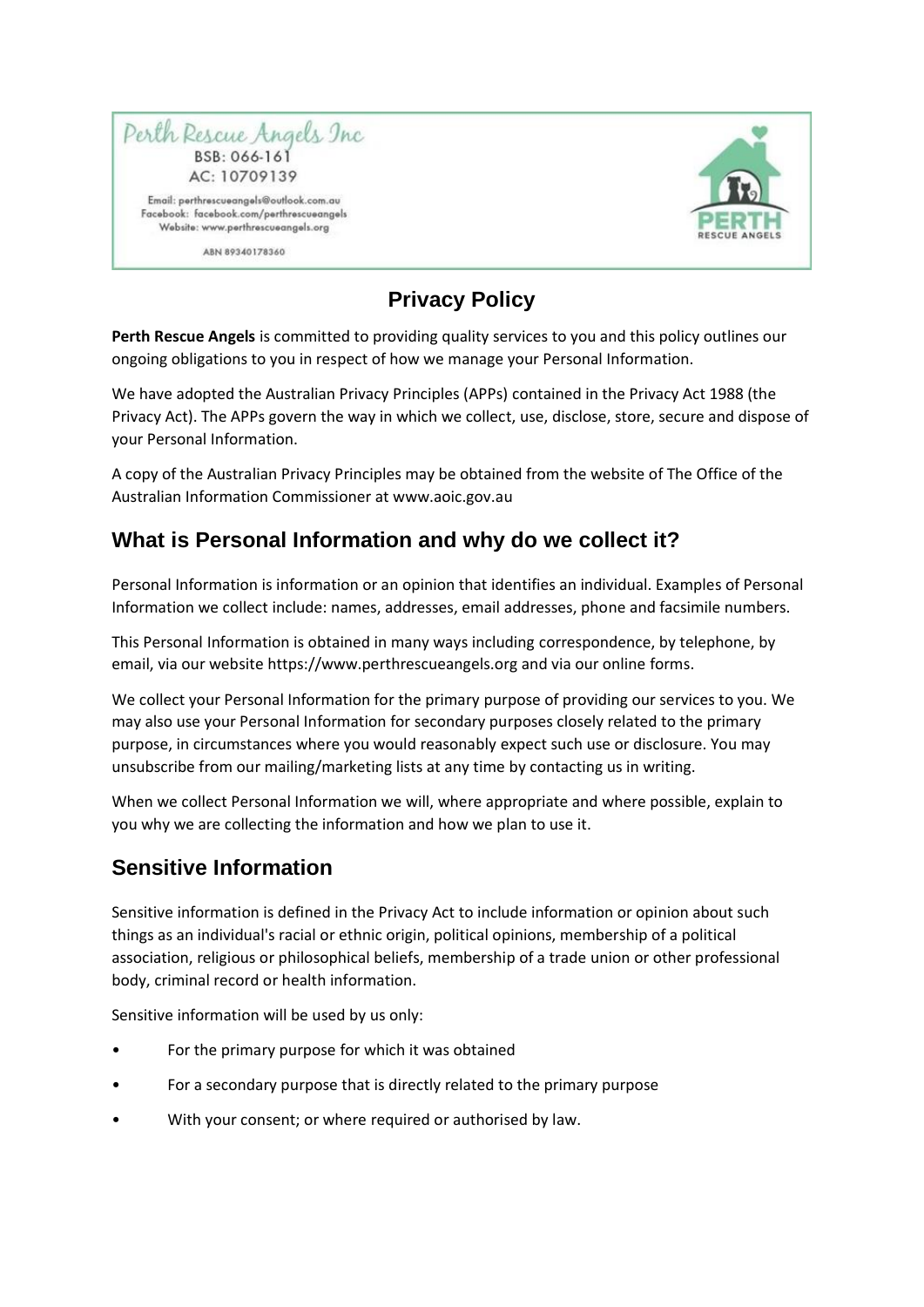Perth Rescue Angels Inc

BSB: 066-161

AC: 10709139

Email: perthrescueangels@outlook.com.au

Facebook: facebook.com/perthrescueangels

Website: www.perthrescueangels.org

ABN 89340178360

# Privacy Policy

**Perth Rescue Angels** is committed to providing quality services to you and this policy outlines our ongoing obligations to you in respect of how we manage your Personal Information.

We have adopted the Australian Privacy Principles (APPs) contained in the Privacy Act 1988 (the Privacy Act). The APPs govern the way in which we collect, use, disclose, store, secure and dispose of your Personal Information.

A copy of the Australian Privacy Principles may be obtained from the website of The Office of the Australian Information Commissioner at www.aoic.gov.au

## What is Personal Information and why do we collect it?

Personal Information is information or an opinion that identifies an individual. Examples of Personal Information we collect include: names, addresses, email addresses, phone and facsimile numbers.

This Personal Information is obtained in many ways including correspondence, by telephone, by email, via our website https://www.perthrescueangels.org and via our online forms.

We collect your Personal Information for the primary purpose of providing our services to you. We may also use your Personal Information for secondary purposes closely related to the primary purpose, in circumstances where you would reasonably expect such use or disclosure. You may unsubscribe from our mailing/marketing lists at any time by contacting us in writing.

When we collect Personal Information we will, where appropriate and where possible, explain to you why we are collecting the information and how we plan to use it.

## Sensitive Information

Sensitive information is defined in the Privacy Act to include information or opinion about such things as an individual's racial or ethnic origin, political opinions, membership of a political association, religious or philosophical beliefs, membership of a trade union or other professional body, criminal record or health information.

Sensitive information will be used by us only:

- For the primary purpose for which it was obtained
- For a secondary purpose that is directly related to the primary purpose
- With your consent; or where required or authorised by law.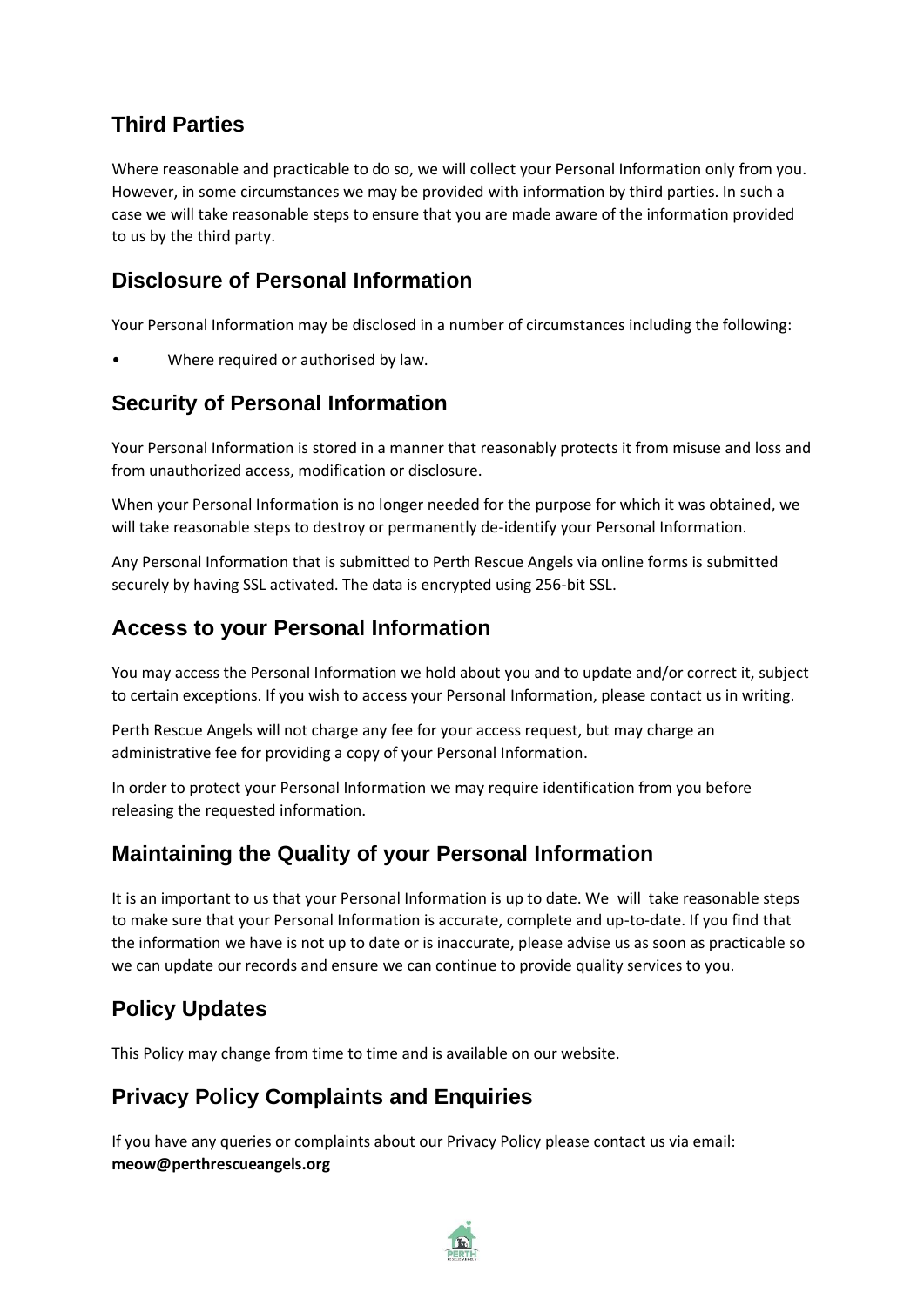## Third Parties

Where reasonable and practicable to do so, we will collect your Personal Information only from you. However, in some circumstances we may be provided with information by third parties. In such a case we will take reasonable steps to ensure that you are made aware of the information provided to us by the third party.

## Disclosure of Personal Information

Your Personal Information may be disclosed in a number of circumstances including the following:

- Where required or authorised by law.

## Security of Personal Information

Your Personal Information is stored in a manner that reasonably protects it from misuse and loss and from unauthorized access, modification or disclosure.

When your Personal Information is no longer needed for the purpose for which it was obtained, we will take reasonable steps to destroy or permanently de-identify your Personal Information.

Any Personal Information that is submitted to Perth Rescue Angels via online forms is submitted securely by having SSL activated. The data is encrypted using 256-bit SSL.

## Access to your Personal Information

You may access the Personal Information we hold about you and to update and/or correct it, subject to certain exceptions. If you wish to access your Personal Information, please contact us in writing.

Perth Rescue Angels will not charge any fee for your access request, but may charge an administrative fee for providing a copy of your Personal Information.

In order to protect your Personal Information we may require identification from you before releasing the requested information.

## Maintaining the Quality of your Personal Information

It is an important to us that your Personal Information is up to date. We will take reasonable steps to make sure that your Personal Information is accurate, complete and up-to-date. If you find that the information we have is not up to date or is inaccurate, please advise us as soon as practicable so we can update our records and ensure we can continue to provide quality services to you.

## Policy Updates

This Policy may change from time to time and is available on our website.

## Privacy Policy Complaints and Enquiries

If you have any queries or complaints about our Privacy Policy please contact us via email: **meow@perthrescueangels.org**